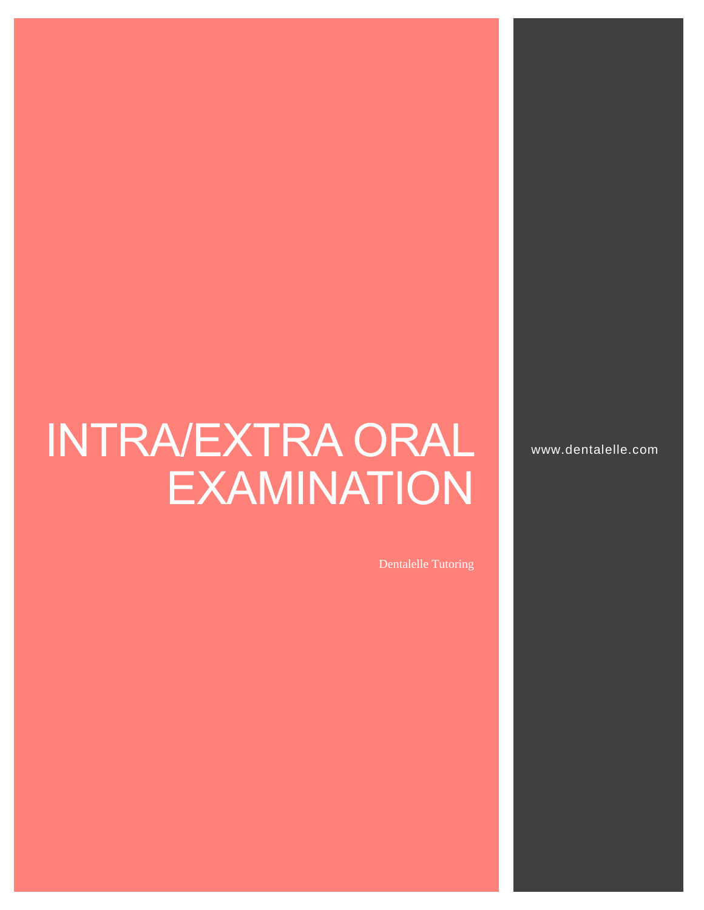# INTRA/EXTRA ORAL EXAMINATION

Dentalelle Tutoring

www.dentalelle.com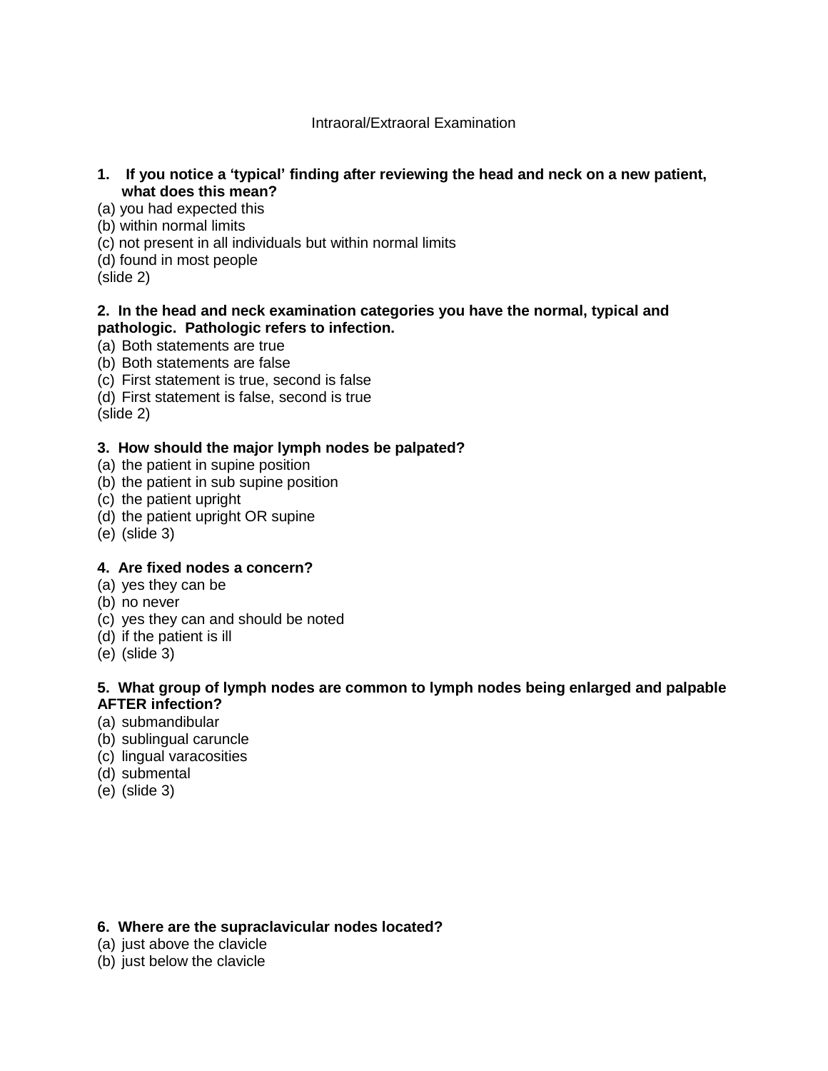# Intraoral/Extraoral Examination

**1. If you notice a 'typical' finding after reviewing the head and neck on a new patient, what does this mean?**

(a) you had expected this
(b) within normal limits
(c) not present in all individuals but within normal limits
(d) found in most people
(slide 2)

**2. In the head and neck examination categories you have the normal, typical and pathologic. Pathologic refers to infection.**

(a) Both statements are true
(b) Both statements are false
(c) First statement is true, second is false
(d) First statement is false, second is true
(slide 2)

**3. How should the major lymph nodes be palpated?**

(a) the patient in supine position
(b) the patient in sub supine position
(c) the patient upright
(d) the patient upright OR supine
(e) (slide 3)

**4. Are fixed nodes a concern?**

(a) yes they can be
(b) no never
(c) yes they can and should be noted
(d) if the patient is ill
(e) (slide 3)

**5. What group of lymph nodes are common to lymph nodes being enlarged and palpable AFTER infection?**

(a) submandibular
(b) sublingual caruncle
(c) lingual varacosities
(d) submental
(e) (slide 3)

**6. Where are the supraclavicular nodes located?**

(a) just above the clavicle
(b) just below the clavicle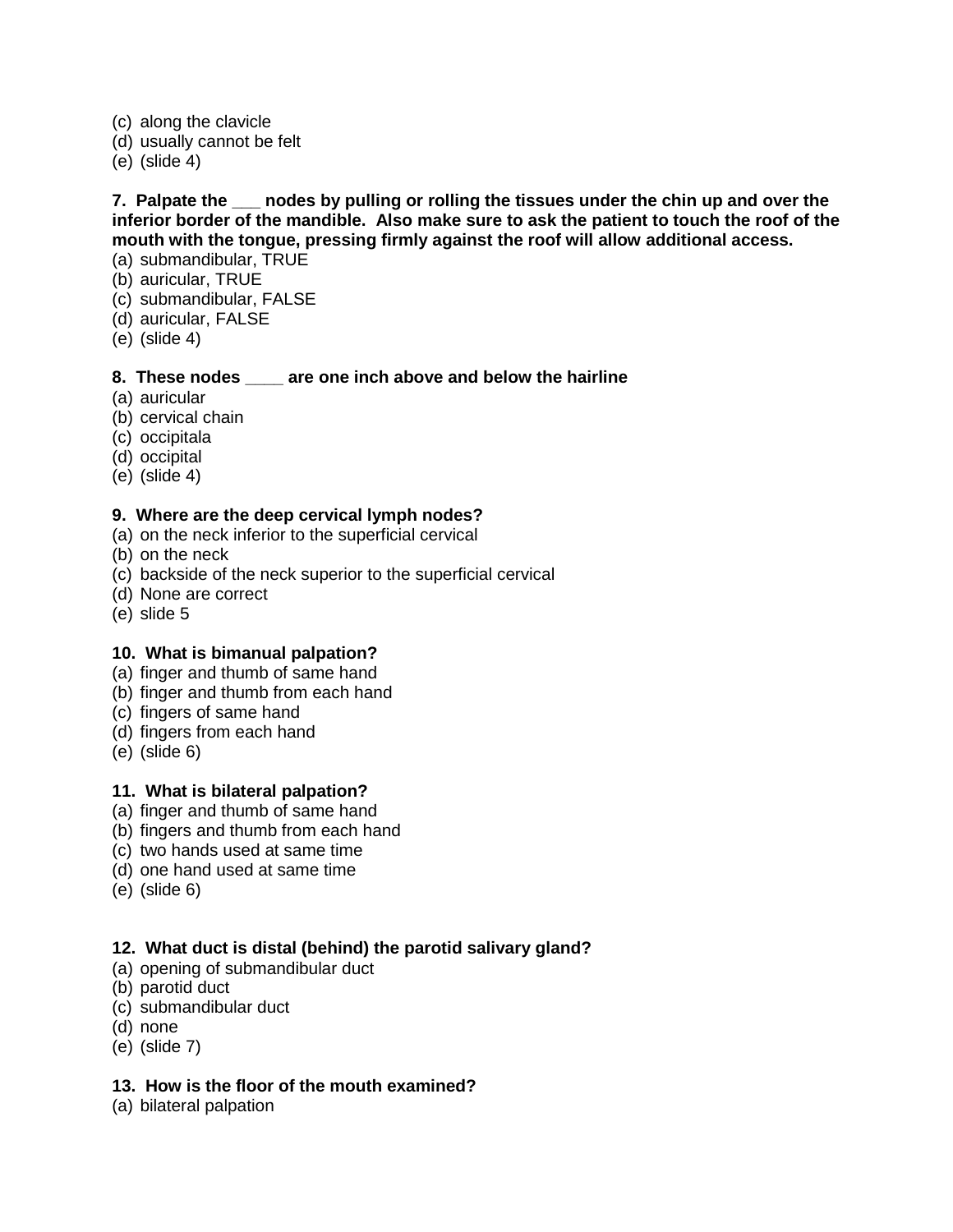(c) along the clavicle
(d) usually cannot be felt
(e) (slide 4)

**7. Palpate the ___ nodes by pulling or rolling the tissues under the chin up and over the inferior border of the mandible. Also make sure to ask the patient to touch the roof of the mouth with the tongue, pressing firmly against the roof will allow additional access.**
(a) submandibular, TRUE
(b) auricular, TRUE
(c) submandibular, FALSE
(d) auricular, FALSE
(e) (slide 4)

**8. These nodes ____ are one inch above and below the hairline**
(a) auricular
(b) cervical chain
(c) occipitala
(d) occipital
(e) (slide 4)

**9. Where are the deep cervical lymph nodes?**
(a) on the neck inferior to the superficial cervical
(b) on the neck
(c) backside of the neck superior to the superficial cervical
(d) None are correct
(e) slide 5

**10. What is bimanual palpation?**
(a) finger and thumb of same hand
(b) finger and thumb from each hand
(c) fingers of same hand
(d) fingers from each hand
(e) (slide 6)

**11. What is bilateral palpation?**
(a) finger and thumb of same hand
(b) fingers and thumb from each hand
(c) two hands used at same time
(d) one hand used at same time
(e) (slide 6)

**12. What duct is distal (behind) the parotid salivary gland?**
(a) opening of submandibular duct
(b) parotid duct
(c) submandibular duct
(d) none
(e) (slide 7)

**13. How is the floor of the mouth examined?**
(a) bilateral palpation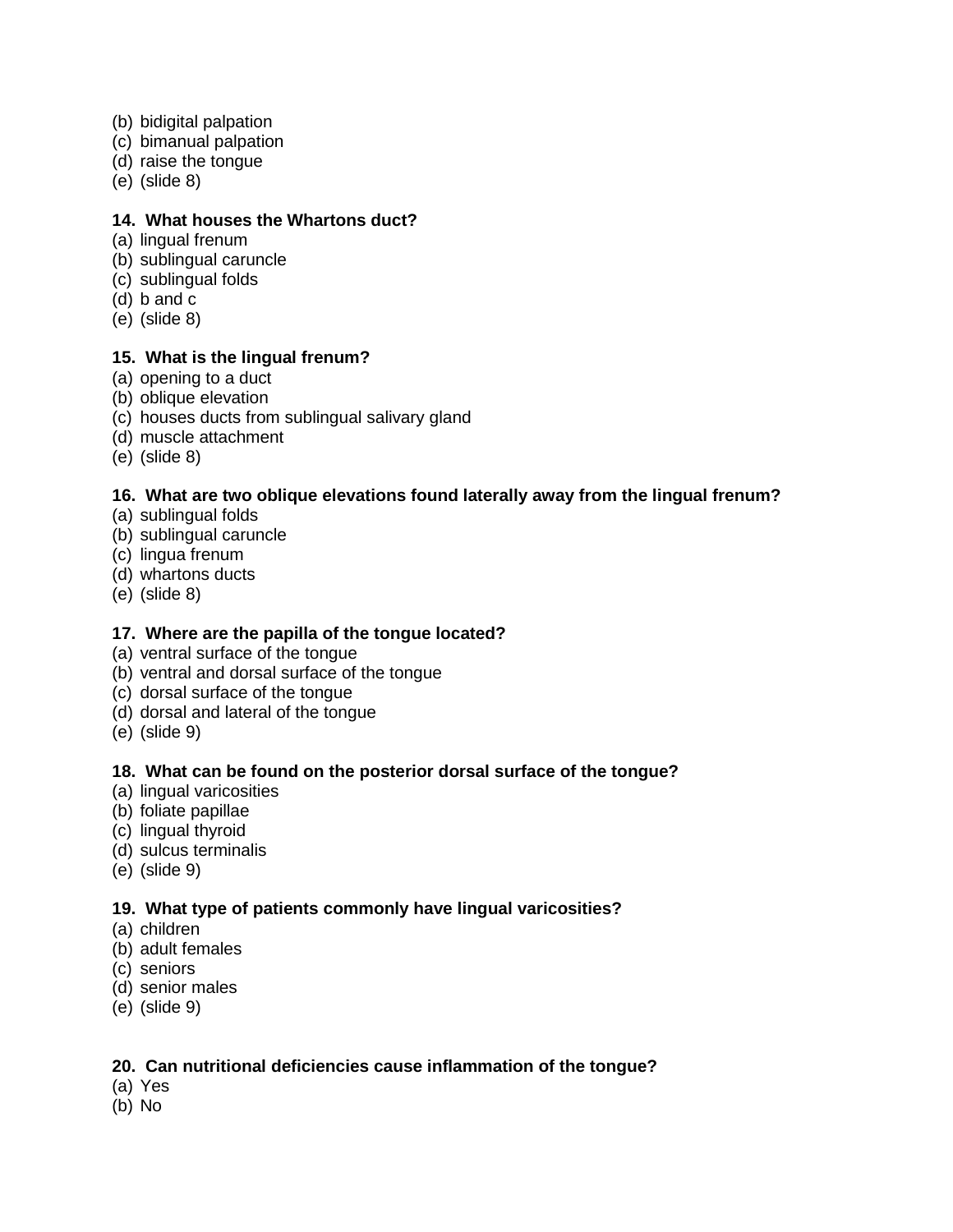(b) bidigital palpation
(c) bimanual palpation
(d) raise the tongue
(e) (slide 8)

**14. What houses the Whartons duct?**
(a) lingual frenum
(b) sublingual caruncle
(c) sublingual folds
(d) b and c
(e) (slide 8)

**15. What is the lingual frenum?**
(a) opening to a duct
(b) oblique elevation
(c) houses ducts from sublingual salivary gland
(d) muscle attachment
(e) (slide 8)

**16. What are two oblique elevations found laterally away from the lingual frenum?**
(a) sublingual folds
(b) sublingual caruncle
(c) lingua frenum
(d) whartons ducts
(e) (slide 8)

**17. Where are the papilla of the tongue located?**
(a) ventral surface of the tongue
(b) ventral and dorsal surface of the tongue
(c) dorsal surface of the tongue
(d) dorsal and lateral of the tongue
(e) (slide 9)

**18. What can be found on the posterior dorsal surface of the tongue?**
(a) lingual varicosities
(b) foliate papillae
(c) lingual thyroid
(d) sulcus terminalis
(e) (slide 9)

**19. What type of patients commonly have lingual varicosities?**
(a) children
(b) adult females
(c) seniors
(d) senior males
(e) (slide 9)

**20. Can nutritional deficiencies cause inflammation of the tongue?**
(a) Yes
(b) No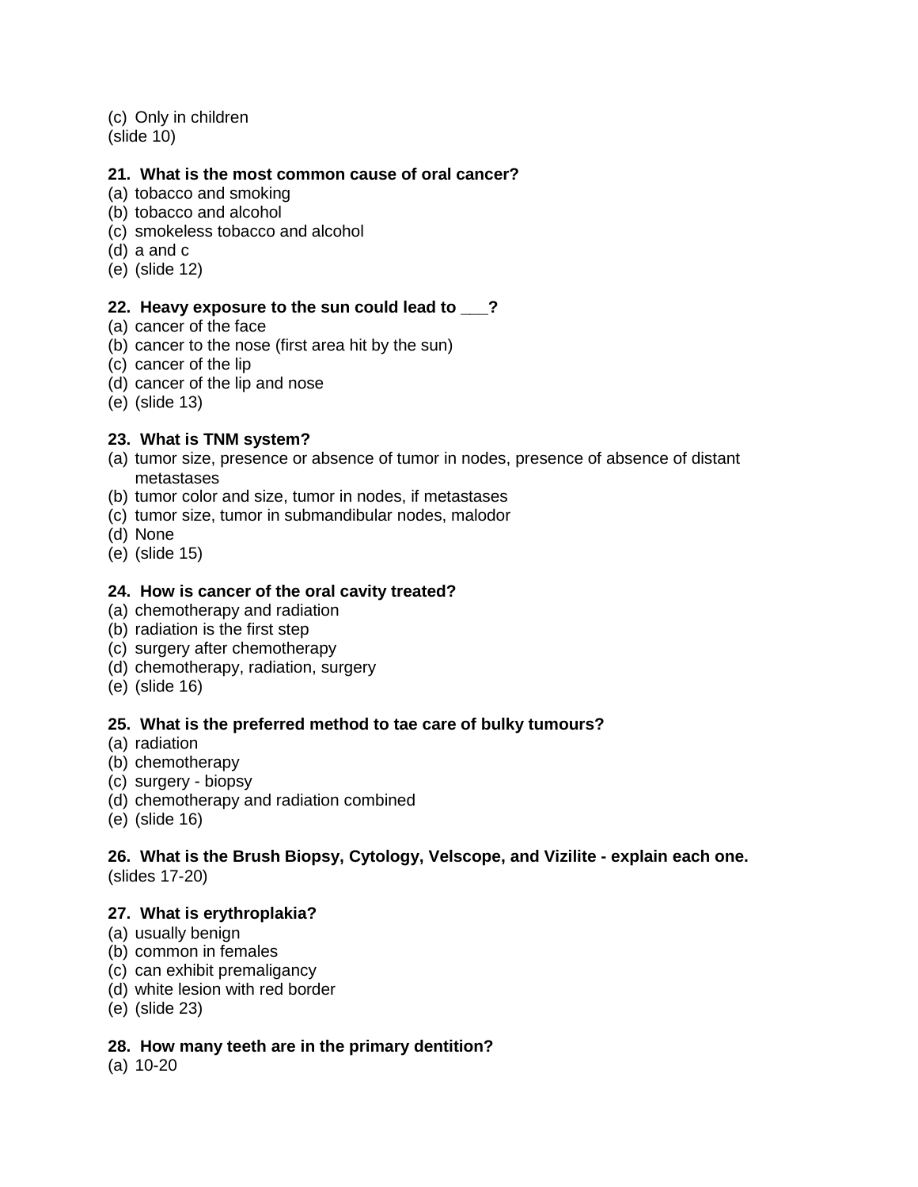(c) Only in children
(slide 10)

**21. What is the most common cause of oral cancer?**

(a) tobacco and smoking
(b) tobacco and alcohol
(c) smokeless tobacco and alcohol
(d) a and c
(e) (slide 12)

**22. Heavy exposure to the sun could lead to ___?**

(a) cancer of the face
(b) cancer to the nose (first area hit by the sun)
(c) cancer of the lip
(d) cancer of the lip and nose
(e) (slide 13)

**23. What is TNM system?**

(a) tumor size, presence or absence of tumor in nodes, presence of absence of distant metastases
(b) tumor color and size, tumor in nodes, if metastases
(c) tumor size, tumor in submandibular nodes, malodor
(d) None
(e) (slide 15)

**24. How is cancer of the oral cavity treated?**

(a) chemotherapy and radiation
(b) radiation is the first step
(c) surgery after chemotherapy
(d) chemotherapy, radiation, surgery
(e) (slide 16)

**25. What is the preferred method to tae care of bulky tumours?**

(a) radiation
(b) chemotherapy
(c) surgery - biopsy
(d) chemotherapy and radiation combined
(e) (slide 16)

**26. What is the Brush Biopsy, Cytology, Velscope, and Vizilite - explain each one.**
(slides 17-20)

**27. What is erythroplakia?**

(a) usually benign
(b) common in females
(c) can exhibit premaligancy
(d) white lesion with red border
(e) (slide 23)

**28. How many teeth are in the primary dentition?**

(a) 10-20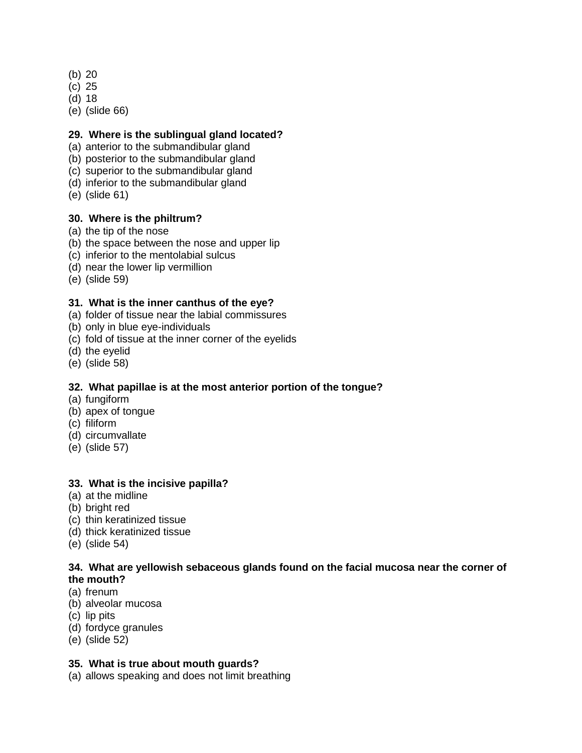(b) 20
(c) 25
(d) 18
(e) (slide 66)

**29. Where is the sublingual gland located?**
(a) anterior to the submandibular gland
(b) posterior to the submandibular gland
(c) superior to the submandibular gland
(d) inferior to the submandibular gland
(e) (slide 61)

**30. Where is the philtrum?**
(a) the tip of the nose
(b) the space between the nose and upper lip
(c) inferior to the mentolabial sulcus
(d) near the lower lip vermillion
(e) (slide 59)

**31. What is the inner canthus of the eye?**
(a) folder of tissue near the labial commissures
(b) only in blue eye-individuals
(c) fold of tissue at the inner corner of the eyelids
(d) the eyelid
(e) (slide 58)

**32. What papillae is at the most anterior portion of the tongue?**
(a) fungiform
(b) apex of tongue
(c) filiform
(d) circumvallate
(e) (slide 57)

**33. What is the incisive papilla?**
(a) at the midline
(b) bright red
(c) thin keratinized tissue
(d) thick keratinized tissue
(e) (slide 54)

**34. What are yellowish sebaceous glands found on the facial mucosa near the corner of the mouth?**
(a) frenum
(b) alveolar mucosa
(c) lip pits
(d) fordyce granules
(e) (slide 52)

**35. What is true about mouth guards?**
(a) allows speaking and does not limit breathing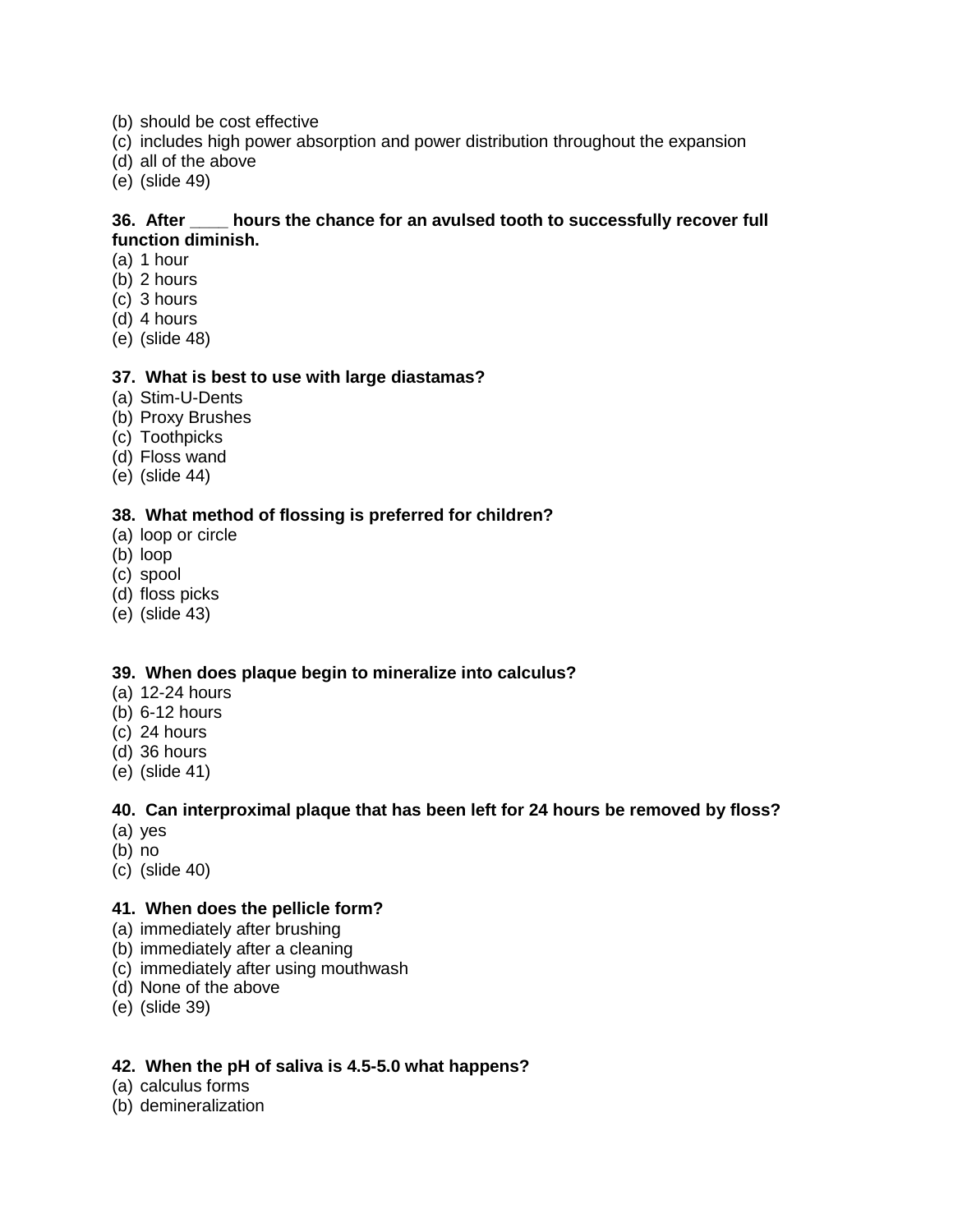(b) should be cost effective
(c) includes high power absorption and power distribution throughout the expansion
(d) all of the above
(e) (slide 49)

**36. After ____ hours the chance for an avulsed tooth to successfully recover full function diminish.**
(a) 1 hour
(b) 2 hours
(c) 3 hours
(d) 4 hours
(e) (slide 48)

**37. What is best to use with large diastamas?**
(a) Stim-U-Dents
(b) Proxy Brushes
(c) Toothpicks
(d) Floss wand
(e) (slide 44)

**38. What method of flossing is preferred for children?**
(a) loop or circle
(b) loop
(c) spool
(d) floss picks
(e) (slide 43)

**39. When does plaque begin to mineralize into calculus?**
(a) 12-24 hours
(b) 6-12 hours
(c) 24 hours
(d) 36 hours
(e) (slide 41)

**40. Can interproximal plaque that has been left for 24 hours be removed by floss?**
(a) yes
(b) no
(c) (slide 40)

**41. When does the pellicle form?**
(a) immediately after brushing
(b) immediately after a cleaning
(c) immediately after using mouthwash
(d) None of the above
(e) (slide 39)

**42. When the pH of saliva is 4.5-5.0 what happens?**
(a) calculus forms
(b) demineralization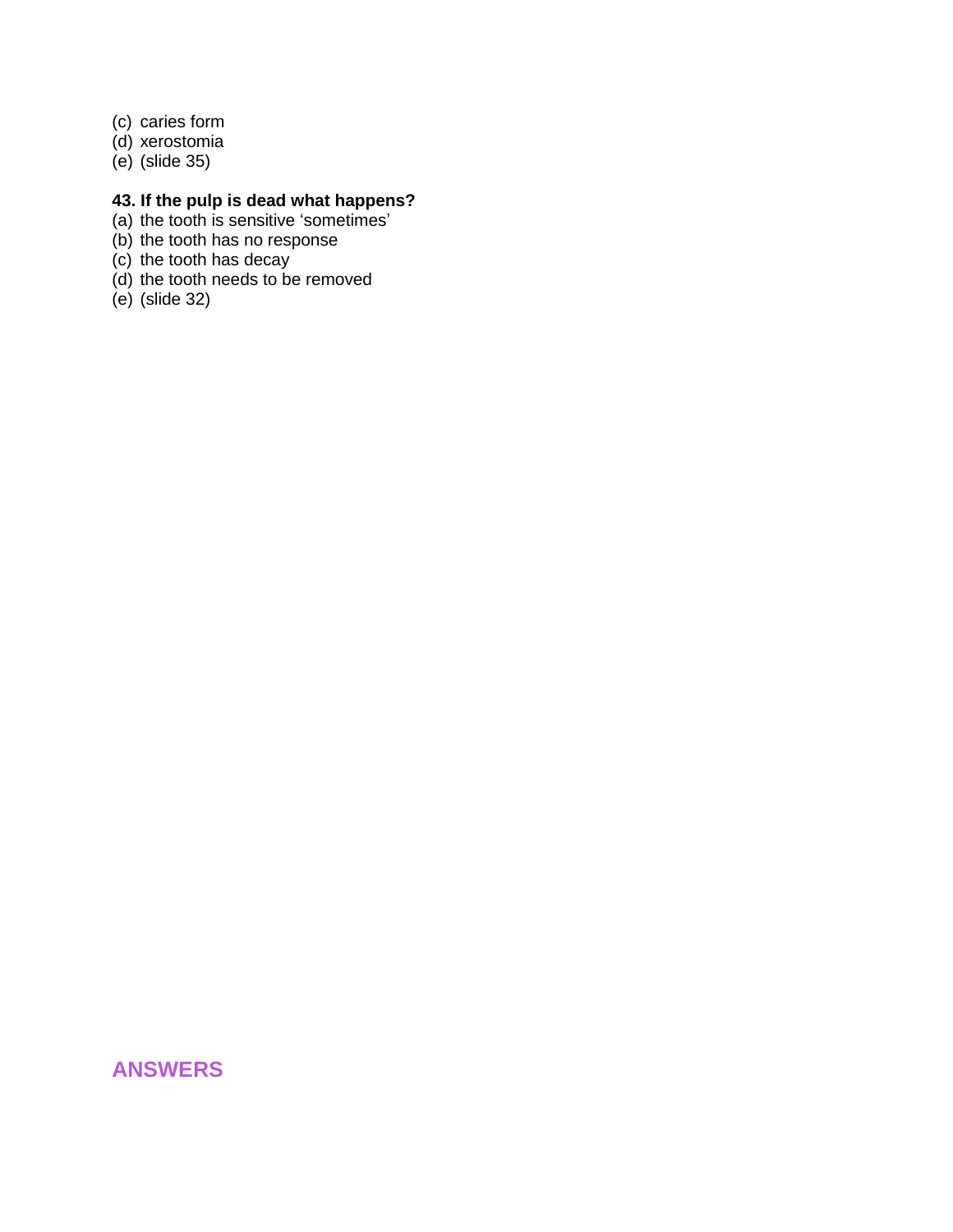(c) caries form
(d) xerostomia
(e) (slide 35)

**43. If the pulp is dead what happens?**

(a) the tooth is sensitive ‘sometimes’
(b) the tooth has no response
(c) the tooth has decay
(d) the tooth needs to be removed
(e) (slide 32)

## ANSWERS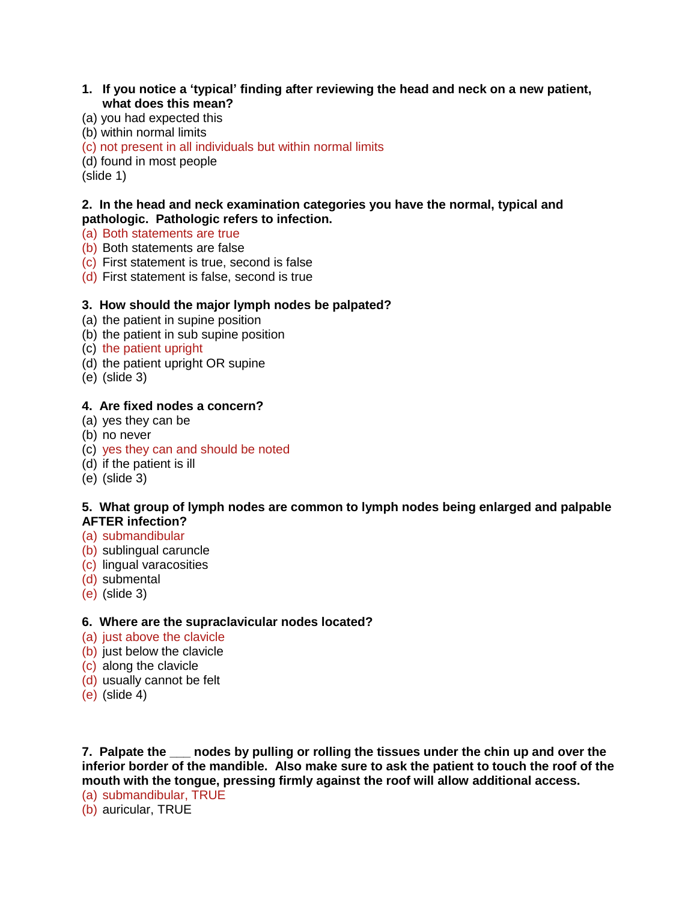**1. If you notice a 'typical' finding after reviewing the head and neck on a new patient, what does this mean?**

(a) you had expected this
(b) within normal limits
(c) not present in all individuals but within normal limits
(d) found in most people
(slide 1)

**2. In the head and neck examination categories you have the normal, typical and pathologic. Pathologic refers to infection.**

(a) Both statements are true
(b) Both statements are false
(c) First statement is true, second is false
(d) First statement is false, second is true

**3. How should the major lymph nodes be palpated?**

(a) the patient in supine position
(b) the patient in sub supine position
(c) the patient upright
(d) the patient upright OR supine
(e) (slide 3)

**4. Are fixed nodes a concern?**

(a) yes they can be
(b) no never
(c) yes they can and should be noted
(d) if the patient is ill
(e) (slide 3)

**5. What group of lymph nodes are common to lymph nodes being enlarged and palpable AFTER infection?**

(a) submandibular
(b) sublingual caruncle
(c) lingual varacosities
(d) submental
(e) (slide 3)

**6. Where are the supraclavicular nodes located?**

(a) just above the clavicle
(b) just below the clavicle
(c) along the clavicle
(d) usually cannot be felt
(e) (slide 4)

**7. Palpate the ___ nodes by pulling or rolling the tissues under the chin up and over the inferior border of the mandible. Also make sure to ask the patient to touch the roof of the mouth with the tongue, pressing firmly against the roof will allow additional access.**

(a) submandibular, TRUE
(b) auricular, TRUE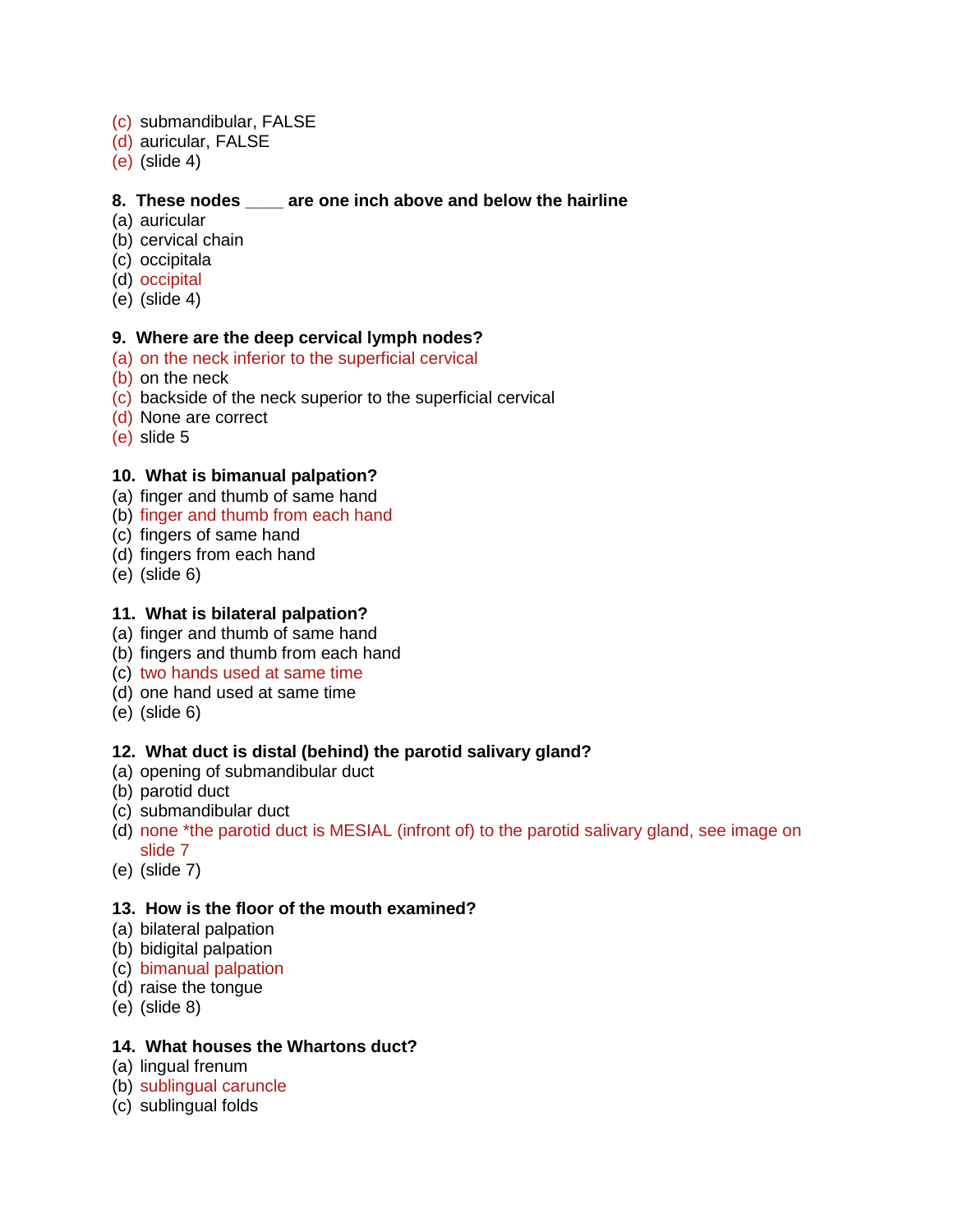(c) submandibular, FALSE
(d) auricular, FALSE
(e) (slide 4)

**8. These nodes ____ are one inch above and below the hairline**

(a) auricular
(b) cervical chain
(c) occipitala
(d) occipital
(e) (slide 4)

**9. Where are the deep cervical lymph nodes?**

(a) on the neck inferior to the superficial cervical
(b) on the neck
(c) backside of the neck superior to the superficial cervical
(d) None are correct
(e) slide 5

**10. What is bimanual palpation?**

(a) finger and thumb of same hand
(b) finger and thumb from each hand
(c) fingers of same hand
(d) fingers from each hand
(e) (slide 6)

**11. What is bilateral palpation?**

(a) finger and thumb of same hand
(b) fingers and thumb from each hand
(c) two hands used at same time
(d) one hand used at same time
(e) (slide 6)

**12. What duct is distal (behind) the parotid salivary gland?**

(a) opening of submandibular duct
(b) parotid duct
(c) submandibular duct
(d) none *the parotid duct is MESIAL (infront of) to the parotid salivary gland, see image on slide 7
(e) (slide 7)

**13. How is the floor of the mouth examined?**

(a) bilateral palpation
(b) bidigital palpation
(c) bimanual palpation
(d) raise the tongue
(e) (slide 8)

**14. What houses the Whartons duct?**

(a) lingual frenum
(b) sublingual caruncle
(c) sublingual folds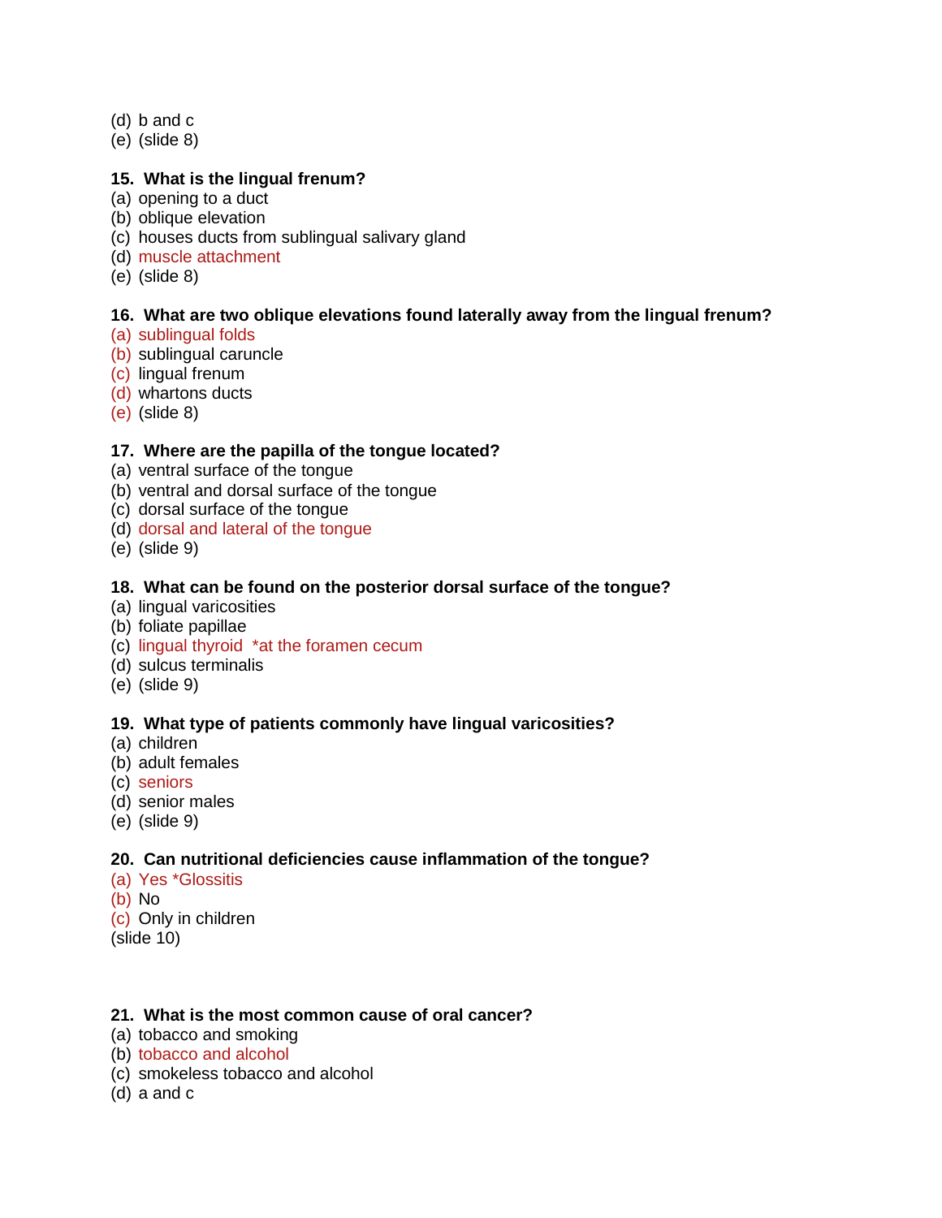(d) b and c
(e) (slide 8)

**15. What is the lingual frenum?**
(a) opening to a duct
(b) oblique elevation
(c) houses ducts from sublingual salivary gland
(d) muscle attachment
(e) (slide 8)

**16. What are two oblique elevations found laterally away from the lingual frenum?**
(a) sublingual folds
(b) sublingual caruncle
(c) lingual frenum
(d) whartons ducts
(e) (slide 8)

**17. Where are the papilla of the tongue located?**
(a) ventral surface of the tongue
(b) ventral and dorsal surface of the tongue
(c) dorsal surface of the tongue
(d) dorsal and lateral of the tongue
(e) (slide 9)

**18. What can be found on the posterior dorsal surface of the tongue?**
(a) lingual varicosities
(b) foliate papillae
(c) lingual thyroid *at the foramen cecum
(d) sulcus terminalis
(e) (slide 9)

**19. What type of patients commonly have lingual varicosities?**
(a) children
(b) adult females
(c) seniors
(d) senior males
(e) (slide 9)

**20. Can nutritional deficiencies cause inflammation of the tongue?**
(a) Yes *Glossitis
(b) No
(c) Only in children
(slide 10)

**21. What is the most common cause of oral cancer?**
(a) tobacco and smoking
(b) tobacco and alcohol
(c) smokeless tobacco and alcohol
(d) a and c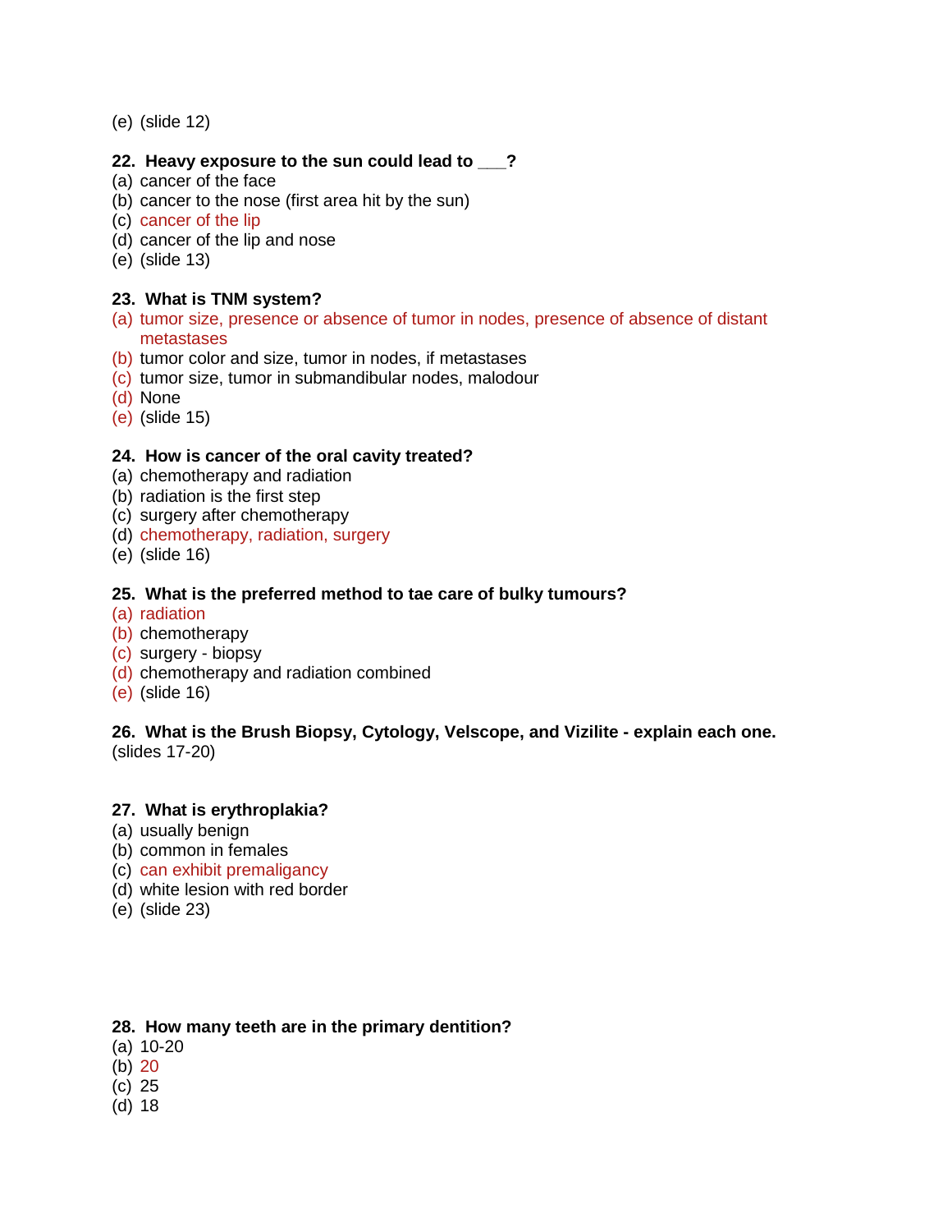(e) (slide 12)

**22. Heavy exposure to the sun could lead to ___?**

(a) cancer of the face
(b) cancer to the nose (first area hit by the sun)
(c) cancer of the lip
(d) cancer of the lip and nose
(e) (slide 13)

**23. What is TNM system?**

(a) tumor size, presence or absence of tumor in nodes, presence of absence of distant metastases
(b) tumor color and size, tumor in nodes, if metastases
(c) tumor size, tumor in submandibular nodes, malodour
(d) None
(e) (slide 15)

**24. How is cancer of the oral cavity treated?**

(a) chemotherapy and radiation
(b) radiation is the first step
(c) surgery after chemotherapy
(d) chemotherapy, radiation, surgery
(e) (slide 16)

**25. What is the preferred method to tae care of bulky tumours?**

(a) radiation
(b) chemotherapy
(c) surgery - biopsy
(d) chemotherapy and radiation combined
(e) (slide 16)

**26. What is the Brush Biopsy, Cytology, Velscope, and Vizilite - explain each one.**
(slides 17-20)

**27. What is erythroplakia?**

(a) usually benign
(b) common in females
(c) can exhibit premaligancy
(d) white lesion with red border
(e) (slide 23)

**28. How many teeth are in the primary dentition?**

(a) 10-20
(b) 20
(c) 25
(d) 18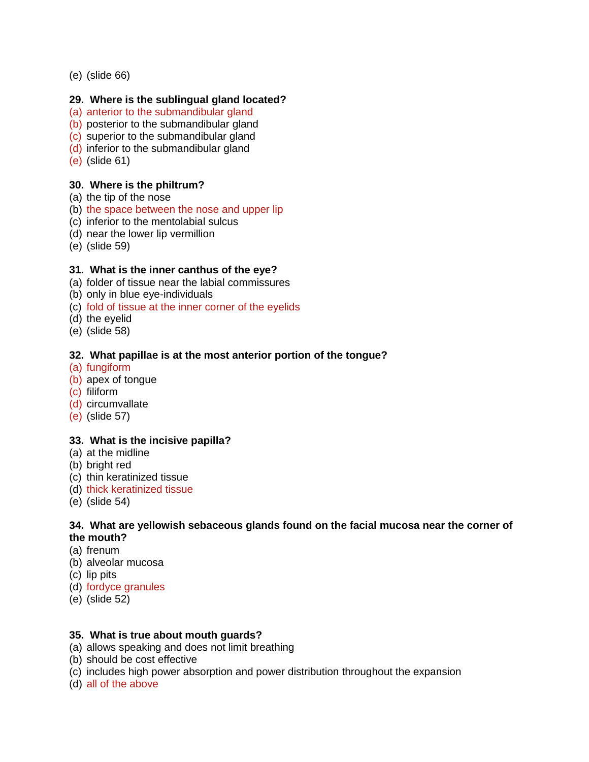(e) (slide 66)

**29. Where is the sublingual gland located?**
(a) anterior to the submandibular gland
(b) posterior to the submandibular gland
(c) superior to the submandibular gland
(d) inferior to the submandibular gland
(e) (slide 61)

**30. Where is the philtrum?**
(a) the tip of the nose
(b) the space between the nose and upper lip
(c) inferior to the mentolabial sulcus
(d) near the lower lip vermillion
(e) (slide 59)

**31. What is the inner canthus of the eye?**
(a) folder of tissue near the labial commissures
(b) only in blue eye-individuals
(c) fold of tissue at the inner corner of the eyelids
(d) the eyelid
(e) (slide 58)

**32. What papillae is at the most anterior portion of the tongue?**
(a) fungiform
(b) apex of tongue
(c) filiform
(d) circumvallate
(e) (slide 57)

**33. What is the incisive papilla?**
(a) at the midline
(b) bright red
(c) thin keratinized tissue
(d) thick keratinized tissue
(e) (slide 54)

**34. What are yellowish sebaceous glands found on the facial mucosa near the corner of the mouth?**
(a) frenum
(b) alveolar mucosa
(c) lip pits
(d) fordyce granules
(e) (slide 52)

**35. What is true about mouth guards?**
(a) allows speaking and does not limit breathing
(b) should be cost effective
(c) includes high power absorption and power distribution throughout the expansion
(d) all of the above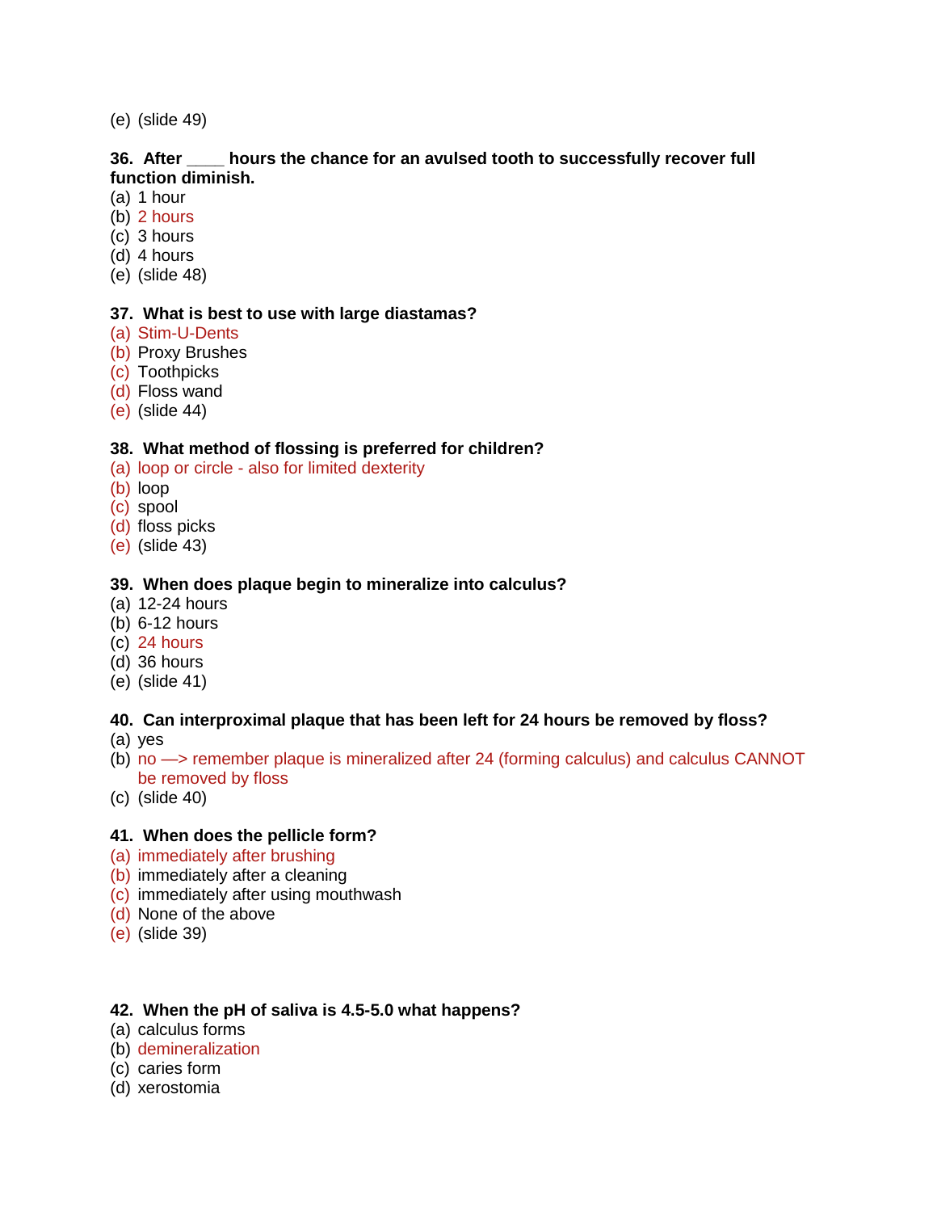(e) (slide 49)

**36. After ____ hours the chance for an avulsed tooth to successfully recover full function diminish.**

(a) 1 hour
(b) 2 hours
(c) 3 hours
(d) 4 hours
(e) (slide 48)

**37. What is best to use with large diastamas?**

(a) Stim-U-Dents
(b) Proxy Brushes
(c) Toothpicks
(d) Floss wand
(e) (slide 44)

**38. What method of flossing is preferred for children?**

(a) loop or circle - also for limited dexterity
(b) loop
(c) spool
(d) floss picks
(e) (slide 43)

**39. When does plaque begin to mineralize into calculus?**

(a) 12-24 hours
(b) 6-12 hours
(c) 24 hours
(d) 36 hours
(e) (slide 41)

**40. Can interproximal plaque that has been left for 24 hours be removed by floss?**

(a) yes
(b) no —> remember plaque is mineralized after 24 (forming calculus) and calculus CANNOT be removed by floss
(c) (slide 40)

**41. When does the pellicle form?**

(a) immediately after brushing
(b) immediately after a cleaning
(c) immediately after using mouthwash
(d) None of the above
(e) (slide 39)

**42. When the pH of saliva is 4.5-5.0 what happens?**

(a) calculus forms
(b) demineralization
(c) caries form
(d) xerostomia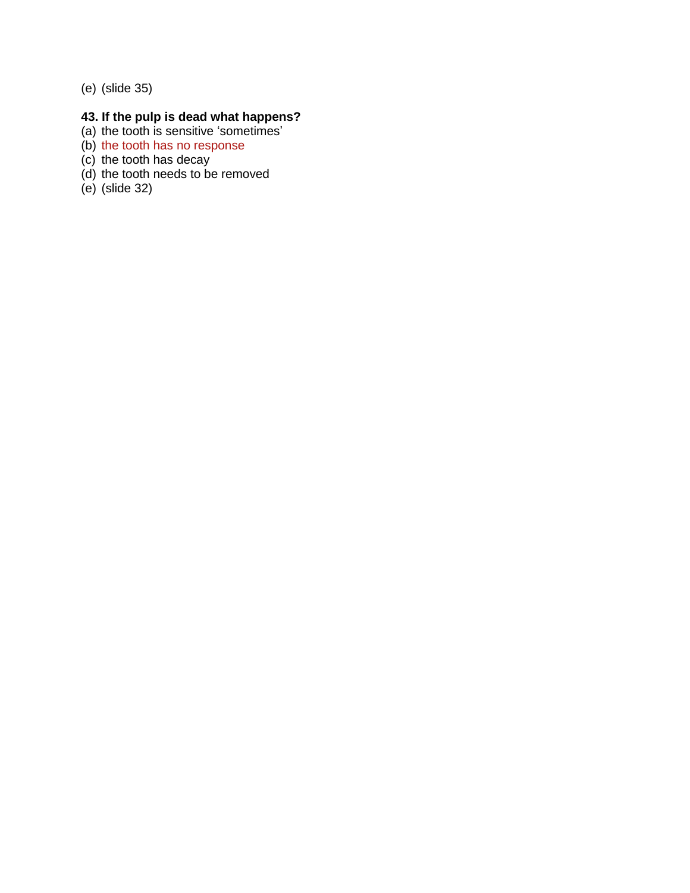(e) (slide 35)

**43. If the pulp is dead what happens?**

(a) the tooth is sensitive ‘sometimes’
(b) the tooth has no response
(c) the tooth has decay
(d) the tooth needs to be removed
(e) (slide 32)